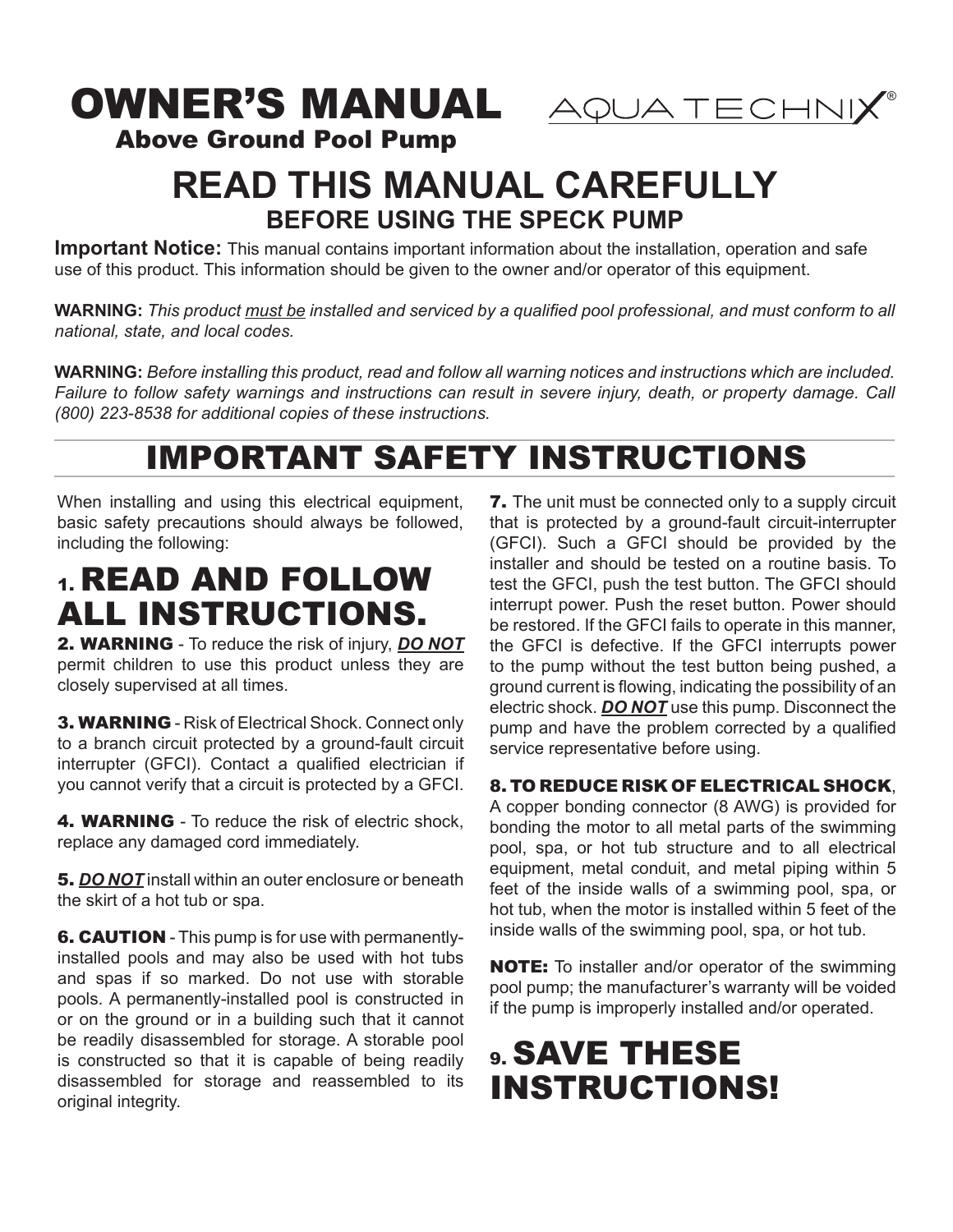# OWNER'S MANUAL

### Above Ground Pool Pump

AQUA TECHNIX®

## READ THIS MANUAL CAREFULLY

### BEFORE USING THE SPECK PUMP

**Important Notice:** This manual contains important information about the installation, operation and safe use of this product. This information should be given to the owner and/or operator of this equipment.

**WARNING:** *This product must be installed and serviced by a qualified pool professional, and must conform to all national, state, and local codes.*

**WARNING:** *Before installing this product, read and follow all warning notices and instructions which are included. Failure to follow safety warnings and instructions can result in severe injury, death, or property damage. Call (800) 223-8538 for additional copies of these instructions.*

## IMPORTANT SAFETY INSTRUCTIONS

When installing and using this electrical equipment, basic safety precautions should always be followed, including the following:

## 1. READ AND FOLLOW ALL INSTRUCTIONS.

**2. WARNING** - To reduce the risk of injury, ***DO NOT*** permit children to use this product unless they are closely supervised at all times.

**3. WARNING** - Risk of Electrical Shock. Connect only to a branch circuit protected by a ground-fault circuit interrupter (GFCI). Contact a qualified electrician if you cannot verify that a circuit is protected by a GFCI.

**4. WARNING** - To reduce the risk of electric shock, replace any damaged cord immediately.

**5.** ***DO NOT*** install within an outer enclosure or beneath the skirt of a hot tub or spa.

**6. CAUTION** - This pump is for use with permanently-installed pools and may also be used with hot tubs and spas if so marked. Do not use with storable pools. A permanently-installed pool is constructed in or on the ground or in a building such that it cannot be readily disassembled for storage. A storable pool is constructed so that it is capable of being readily disassembled for storage and reassembled to its original integrity.

**7.** The unit must be connected only to a supply circuit that is protected by a ground-fault circuit-interrupter (GFCI). Such a GFCI should be provided by the installer and should be tested on a routine basis. To test the GFCI, push the test button. The GFCI should interrupt power. Push the reset button. Power should be restored. If the GFCI fails to operate in this manner, the GFCI is defective. If the GFCI interrupts power to the pump without the test button being pushed, a ground current is flowing, indicating the possibility of an electric shock. ***DO NOT*** use this pump. Disconnect the pump and have the problem corrected by a qualified service representative before using.

**8. TO REDUCE RISK OF ELECTRICAL SHOCK**, A copper bonding connector (8 AWG) is provided for bonding the motor to all metal parts of the swimming pool, spa, or hot tub structure and to all electrical equipment, metal conduit, and metal piping within 5 feet of the inside walls of a swimming pool, spa, or hot tub, when the motor is installed within 5 feet of the inside walls of the swimming pool, spa, or hot tub.

**NOTE:** To installer and/or operator of the swimming pool pump; the manufacturer's warranty will be voided if the pump is improperly installed and/or operated.

## 9. SAVE THESE INSTRUCTIONS!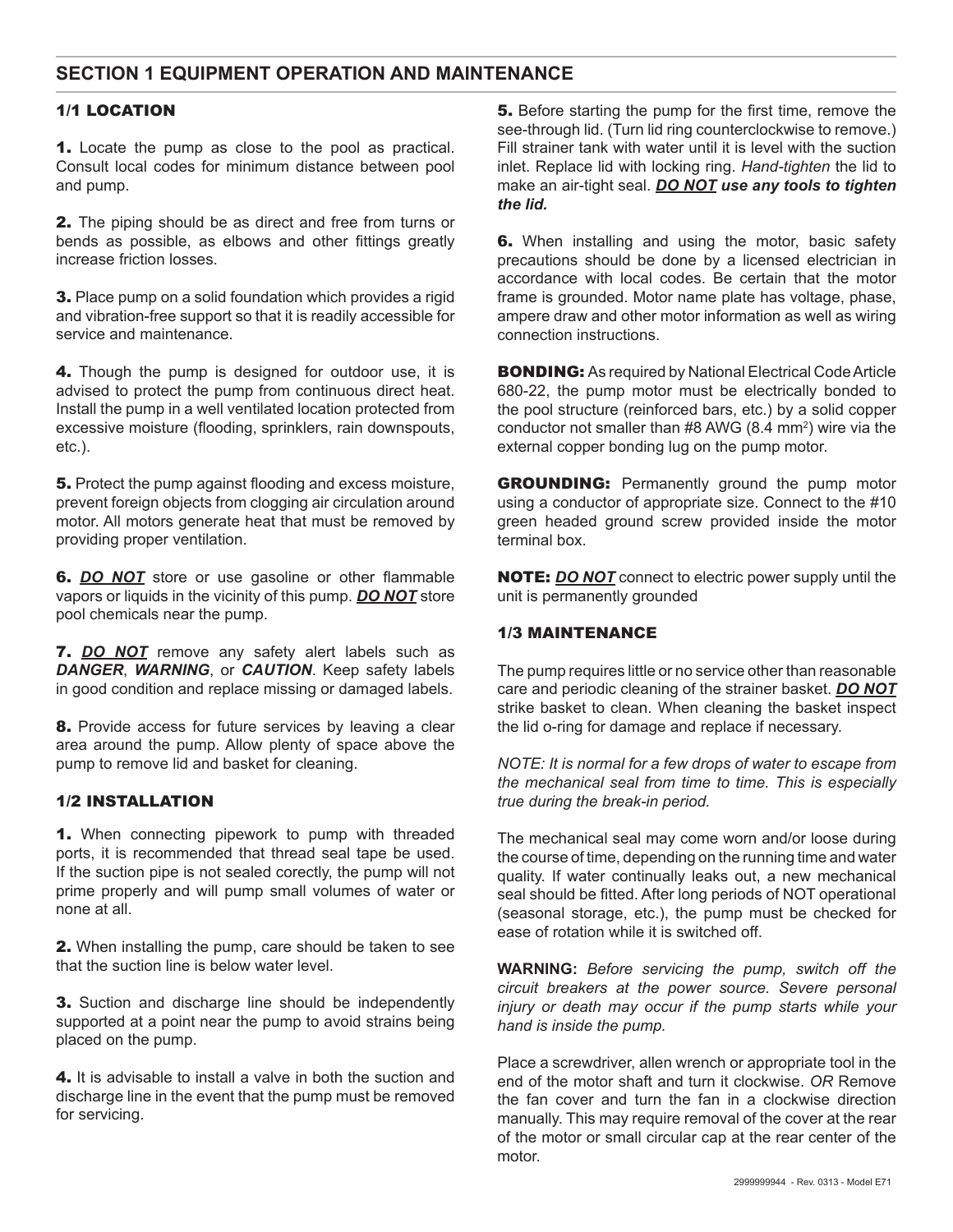## SECTION 1 EQUIPMENT OPERATION AND MAINTENANCE

### 1/1 LOCATION

**1.** Locate the pump as close to the pool as practical. Consult local codes for minimum distance between pool and pump.

**2.** The piping should be as direct and free from turns or bends as possible, as elbows and other fittings greatly increase friction losses.

**3.** Place pump on a solid foundation which provides a rigid and vibration-free support so that it is readily accessible for service and maintenance.

**4.** Though the pump is designed for outdoor use, it is advised to protect the pump from continuous direct heat. Install the pump in a well ventilated location protected from excessive moisture (flooding, sprinklers, rain downspouts, etc.).

**5.** Protect the pump against flooding and excess moisture, prevent foreign objects from clogging air circulation around motor. All motors generate heat that must be removed by providing proper ventilation.

**6.** ***DO NOT*** store or use gasoline or other flammable vapors or liquids in the vicinity of this pump. ***DO NOT*** store pool chemicals near the pump.

**7.** ***DO NOT*** remove any safety alert labels such as ***DANGER***, ***WARNING***, or ***CAUTION***. Keep safety labels in good condition and replace missing or damaged labels.

**8.** Provide access for future services by leaving a clear area around the pump. Allow plenty of space above the pump to remove lid and basket for cleaning.

### 1/2 INSTALLATION

**1.** When connecting pipework to pump with threaded ports, it is recommended that thread seal tape be used. If the suction pipe is not sealed corectly, the pump will not prime properly and will pump small volumes of water or none at all.

**2.** When installing the pump, care should be taken to see that the suction line is below water level.

**3.** Suction and discharge line should be independently supported at a point near the pump to avoid strains being placed on the pump.

**4.** It is advisable to install a valve in both the suction and discharge line in the event that the pump must be removed for servicing.

**5.** Before starting the pump for the first time, remove the see-through lid. (Turn lid ring counterclockwise to remove.) Fill strainer tank with water until it is level with the suction inlet. Replace lid with locking ring. *Hand-tighten* the lid to make an air-tight seal. ***DO NOT use any tools to tighten the lid.***

**6.** When installing and using the motor, basic safety precautions should be done by a licensed electrician in accordance with local codes. Be certain that the motor frame is grounded. Motor name plate has voltage, phase, ampere draw and other motor information as well as wiring connection instructions.

**BONDING:** As required by National Electrical Code Article 680-22, the pump motor must be electrically bonded to the pool structure (reinforced bars, etc.) by a solid copper conductor not smaller than #8 AWG (8.4 $mm^2$) wire via the external copper bonding lug on the pump motor.

**GROUNDING:** Permanently ground the pump motor using a conductor of appropriate size. Connect to the #10 green headed ground screw provided inside the motor terminal box.

**NOTE:** ***DO NOT*** connect to electric power supply until the unit is permanently grounded

### 1/3 MAINTENANCE

The pump requires little or no service other than reasonable care and periodic cleaning of the strainer basket. ***DO NOT*** strike basket to clean. When cleaning the basket inspect the lid o-ring for damage and replace if necessary.

*NOTE: It is normal for a few drops of water to escape from the mechanical seal from time to time. This is especially true during the break-in period.*

The mechanical seal may come worn and/or loose during the course of time, depending on the running time and water quality. If water continually leaks out, a new mechanical seal should be fitted. After long periods of NOT operational (seasonal storage, etc.), the pump must be checked for ease of rotation while it is switched off.

**WARNING:** *Before servicing the pump, switch off the circuit breakers at the power source. Severe personal injury or death may occur if the pump starts while your hand is inside the pump.*

Place a screwdriver, allen wrench or appropriate tool in the end of the motor shaft and turn it clockwise. *OR* Remove the fan cover and turn the fan in a clockwise direction manually. This may require removal of the cover at the rear of the motor or small circular cap at the rear center of the motor.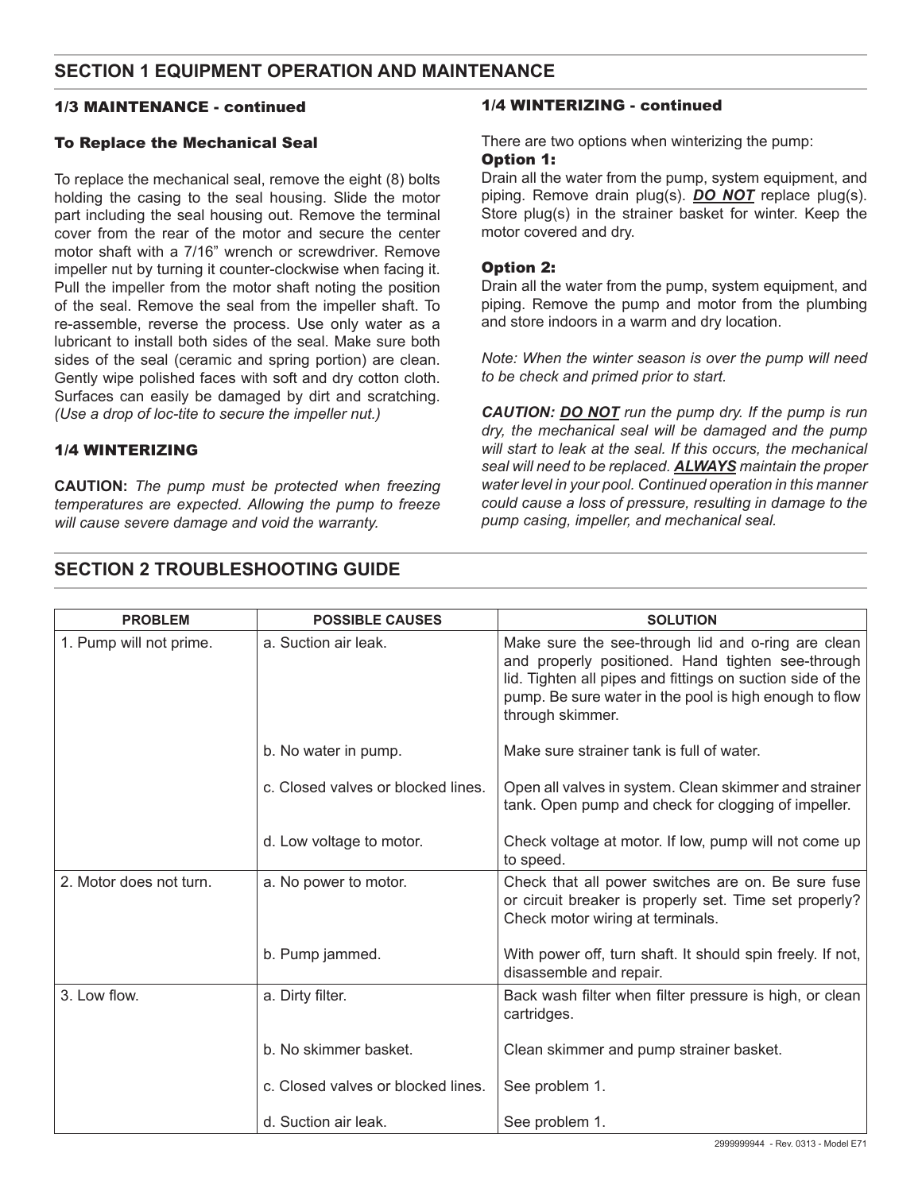## SECTION 1 EQUIPMENT OPERATION AND MAINTENANCE

### 1/3 MAINTENANCE - continued

#### To Replace the Mechanical Seal

To replace the mechanical seal, remove the eight (8) bolts holding the casing to the seal housing. Slide the motor part including the seal housing out. Remove the terminal cover from the rear of the motor and secure the center motor shaft with a 7/16" wrench or screwdriver. Remove impeller nut by turning it counter-clockwise when facing it. Pull the impeller from the motor shaft noting the position of the seal. Remove the seal from the impeller shaft. To re-assemble, reverse the process. Use only water as a lubricant to install both sides of the seal. Make sure both sides of the seal (ceramic and spring portion) are clean. Gently wipe polished faces with soft and dry cotton cloth. Surfaces can easily be damaged by dirt and scratching. *(Use a drop of loc-tite to secure the impeller nut.)*

### 1/4 WINTERIZING

**CAUTION:** *The pump must be protected when freezing temperatures are expected. Allowing the pump to freeze will cause severe damage and void the warranty.*

### 1/4 WINTERIZING - continued

There are two options when winterizing the pump:

**Option 1:**
Drain all the water from the pump, system equipment, and piping. Remove drain plug(s). ***DO NOT*** replace plug(s). Store plug(s) in the strainer basket for winter. Keep the motor covered and dry.

**Option 2:**
Drain all the water from the pump, system equipment, and piping. Remove the pump and motor from the plumbing and store indoors in a warm and dry location.

*Note: When the winter season is over the pump will need to be check and primed prior to start.*

***CAUTION: DO NOT** run the pump dry. If the pump is run dry, the mechanical seal will be damaged and the pump will start to leak at the seal. If this occurs, the mechanical seal will need to be replaced. **ALWAYS** maintain the proper water level in your pool. Continued operation in this manner could cause a loss of pressure, resulting in damage to the pump casing, impeller, and mechanical seal.*

## SECTION 2 TROUBLESHOOTING GUIDE

| PROBLEM | POSSIBLE CAUSES | SOLUTION |
|---|---|---|
| 1. Pump will not prime. | a. Suction air leak. | Make sure the see-through lid and o-ring are clean and properly positioned. Hand tighten see-through lid. Tighten all pipes and fittings on suction side of the pump. Be sure water in the pool is high enough to flow through skimmer. |
| | b. No water in pump. | Make sure strainer tank is full of water. |
| | c. Closed valves or blocked lines. | Open all valves in system. Clean skimmer and strainer tank. Open pump and check for clogging of impeller. |
| | d. Low voltage to motor. | Check voltage at motor. If low, pump will not come up to speed. |
| 2. Motor does not turn. | a. No power to motor. | Check that all power switches are on. Be sure fuse or circuit breaker is properly set. Time set properly? Check motor wiring at terminals. |
| | b. Pump jammed. | With power off, turn shaft. It should spin freely. If not, disassemble and repair. |
| 3. Low flow. | a. Dirty filter. | Back wash filter when filter pressure is high, or clean cartridges. |
| | b. No skimmer basket. | Clean skimmer and pump strainer basket. |
| | c. Closed valves or blocked lines. | See problem 1. |
| | d. Suction air leak. | See problem 1. |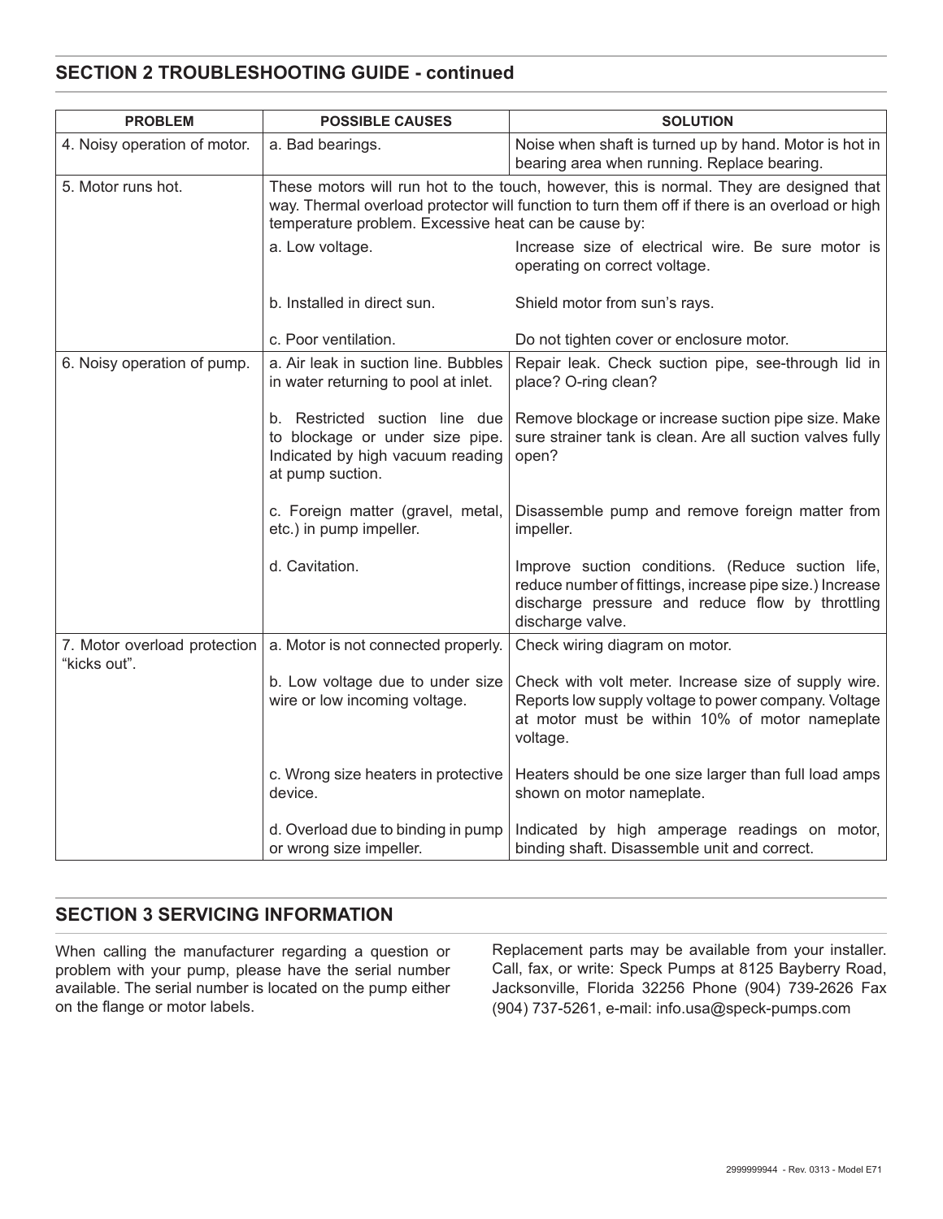## SECTION 2 TROUBLESHOOTING GUIDE - continued

| PROBLEM | POSSIBLE CAUSES | SOLUTION |
| --- | --- | --- |
| 4. Noisy operation of motor. | a. Bad bearings. | Noise when shaft is turned up by hand. Motor is hot in bearing area when running. Replace bearing. |
| 5. Motor runs hot. | These motors will run hot to the touch, however, this is normal. They are designed that way. Thermal overload protector will function to turn them off if there is an overload or high temperature problem. Excessive heat can be cause by: | |
| | a. Low voltage. | Increase size of electrical wire. Be sure motor is operating on correct voltage. |
| | b. Installed in direct sun. | Shield motor from sun's rays. |
| | c. Poor ventilation. | Do not tighten cover or enclosure motor. |
| 6. Noisy operation of pump. | a. Air leak in suction line. Bubbles in water returning to pool at inlet. | Repair leak. Check suction pipe, see-through lid in place? O-ring clean? |
| | b. Restricted suction line due to blockage or under size pipe. Indicated by high vacuum reading at pump suction. | Remove blockage or increase suction pipe size. Make sure strainer tank is clean. Are all suction valves fully open? |
| | c. Foreign matter (gravel, metal, etc.) in pump impeller. | Disassemble pump and remove foreign matter from impeller. |
| | d. Cavitation. | Improve suction conditions. (Reduce suction life, reduce number of fittings, increase pipe size.) Increase discharge pressure and reduce flow by throttling discharge valve. |
| 7. Motor overload protection "kicks out". | a. Motor is not connected properly. | Check wiring diagram on motor. |
| | b. Low voltage due to under size wire or low incoming voltage. | Check with volt meter. Increase size of supply wire. Reports low supply voltage to power company. Voltage at motor must be within 10% of motor nameplate voltage. |
| | c. Wrong size heaters in protective device. | Heaters should be one size larger than full load amps shown on motor nameplate. |
| | d. Overload due to binding in pump or wrong size impeller. | Indicated by high amperage readings on motor, binding shaft. Disassemble unit and correct. |

## SECTION 3 SERVICING INFORMATION

When calling the manufacturer regarding a question or problem with your pump, please have the serial number available. The serial number is located on the pump either on the flange or motor labels.

Replacement parts may be available from your installer. Call, fax, or write: Speck Pumps at 8125 Bayberry Road, Jacksonville, Florida 32256 Phone (904) 739-2626 Fax (904) 737-5261, e-mail: info.usa@speck-pumps.com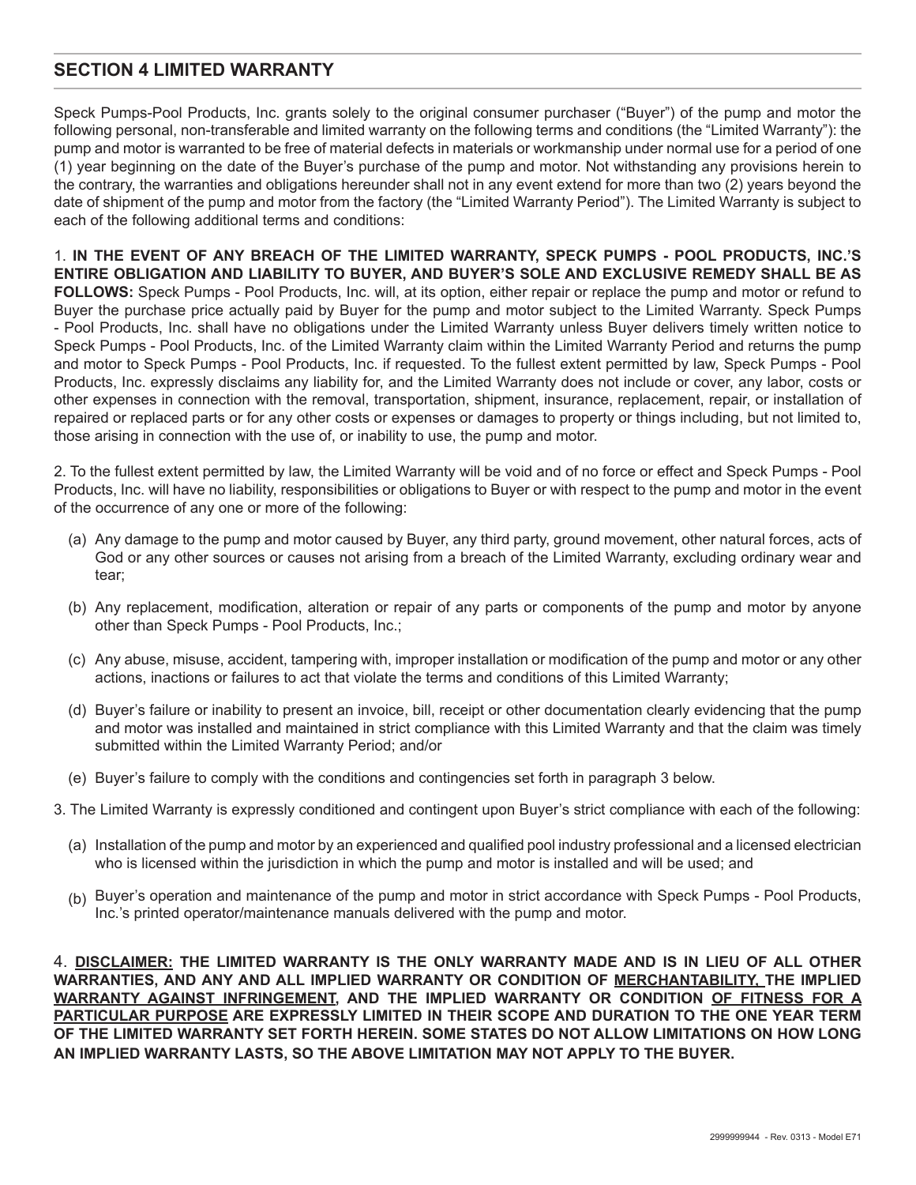## SECTION 4 LIMITED WARRANTY

Speck Pumps-Pool Products, Inc. grants solely to the original consumer purchaser ("Buyer") of the pump and motor the following personal, non-transferable and limited warranty on the following terms and conditions (the "Limited Warranty"): the pump and motor is warranted to be free of material defects in materials or workmanship under normal use for a period of one (1) year beginning on the date of the Buyer's purchase of the pump and motor. Not withstanding any provisions herein to the contrary, the warranties and obligations hereunder shall not in any event extend for more than two (2) years beyond the date of shipment of the pump and motor from the factory (the "Limited Warranty Period"). The Limited Warranty is subject to each of the following additional terms and conditions:

1. **IN THE EVENT OF ANY BREACH OF THE LIMITED WARRANTY, SPECK PUMPS - POOL PRODUCTS, INC.'S ENTIRE OBLIGATION AND LIABILITY TO BUYER, AND BUYER'S SOLE AND EXCLUSIVE REMEDY SHALL BE AS FOLLOWS:** Speck Pumps - Pool Products, Inc. will, at its option, either repair or replace the pump and motor or refund to Buyer the purchase price actually paid by Buyer for the pump and motor subject to the Limited Warranty. Speck Pumps - Pool Products, Inc. shall have no obligations under the Limited Warranty unless Buyer delivers timely written notice to Speck Pumps - Pool Products, Inc. of the Limited Warranty claim within the Limited Warranty Period and returns the pump and motor to Speck Pumps - Pool Products, Inc. if requested. To the fullest extent permitted by law, Speck Pumps - Pool Products, Inc. expressly disclaims any liability for, and the Limited Warranty does not include or cover, any labor, costs or other expenses in connection with the removal, transportation, shipment, insurance, replacement, repair, or installation of repaired or replaced parts or for any other costs or expenses or damages to property or things including, but not limited to, those arising in connection with the use of, or inability to use, the pump and motor.

2. To the fullest extent permitted by law, the Limited Warranty will be void and of no force or effect and Speck Pumps - Pool Products, Inc. will have no liability, responsibilities or obligations to Buyer or with respect to the pump and motor in the event of the occurrence of any one or more of the following:

   (a) Any damage to the pump and motor caused by Buyer, any third party, ground movement, other natural forces, acts of God or any other sources or causes not arising from a breach of the Limited Warranty, excluding ordinary wear and tear;

   (b) Any replacement, modification, alteration or repair of any parts or components of the pump and motor by anyone other than Speck Pumps - Pool Products, Inc.;

   (c) Any abuse, misuse, accident, tampering with, improper installation or modification of the pump and motor or any other actions, inactions or failures to act that violate the terms and conditions of this Limited Warranty;

   (d) Buyer's failure or inability to present an invoice, bill, receipt or other documentation clearly evidencing that the pump and motor was installed and maintained in strict compliance with this Limited Warranty and that the claim was timely submitted within the Limited Warranty Period; and/or

   (e) Buyer's failure to comply with the conditions and contingencies set forth in paragraph 3 below.

3. The Limited Warranty is expressly conditioned and contingent upon Buyer's strict compliance with each of the following:

   (a) Installation of the pump and motor by an experienced and qualified pool industry professional and a licensed electrician who is licensed within the jurisdiction in which the pump and motor is installed and will be used; and

   (b) Buyer's operation and maintenance of the pump and motor in strict accordance with Speck Pumps - Pool Products, Inc.'s printed operator/maintenance manuals delivered with the pump and motor.

4. **<u>DISCLAIMER:</u> THE LIMITED WARRANTY IS THE ONLY WARRANTY MADE AND IS IN LIEU OF ALL OTHER WARRANTIES, AND ANY AND ALL IMPLIED WARRANTY OR CONDITION OF <u>MERCHANTABILITY</u>, THE IMPLIED <u>WARRANTY AGAINST INFRINGEMENT</u>, AND THE IMPLIED WARRANTY OR CONDITION <u>OF FITNESS FOR A PARTICULAR PURPOSE</u> ARE EXPRESSLY LIMITED IN THEIR SCOPE AND DURATION TO THE ONE YEAR TERM OF THE LIMITED WARRANTY SET FORTH HEREIN. SOME STATES DO NOT ALLOW LIMITATIONS ON HOW LONG AN IMPLIED WARRANTY LASTS, SO THE ABOVE LIMITATION MAY NOT APPLY TO THE BUYER.**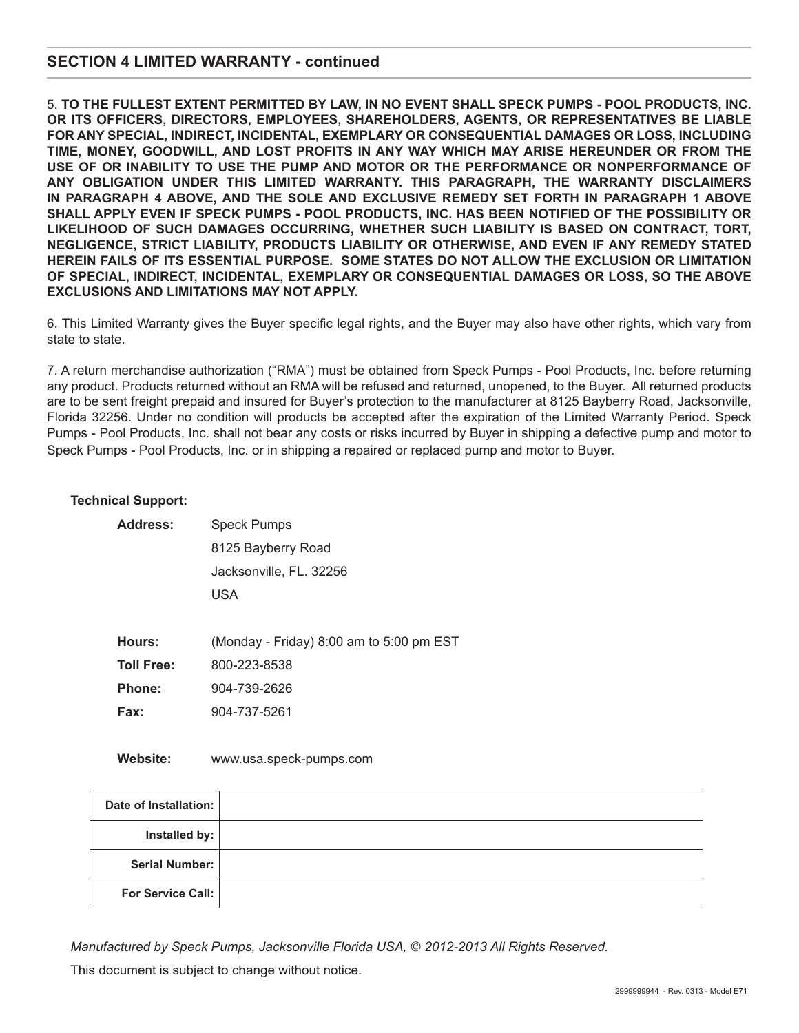## SECTION 4 LIMITED WARRANTY - continued

5. **TO THE FULLEST EXTENT PERMITTED BY LAW, IN NO EVENT SHALL SPECK PUMPS - POOL PRODUCTS, INC. OR ITS OFFICERS, DIRECTORS, EMPLOYEES, SHAREHOLDERS, AGENTS, OR REPRESENTATIVES BE LIABLE FOR ANY SPECIAL, INDIRECT, INCIDENTAL, EXEMPLARY OR CONSEQUENTIAL DAMAGES OR LOSS, INCLUDING TIME, MONEY, GOODWILL, AND LOST PROFITS IN ANY WAY WHICH MAY ARISE HEREUNDER OR FROM THE USE OF OR INABILITY TO USE THE PUMP AND MOTOR OR THE PERFORMANCE OR NONPERFORMANCE OF ANY OBLIGATION UNDER THIS LIMITED WARRANTY. THIS PARAGRAPH, THE WARRANTY DISCLAIMERS IN PARAGRAPH 4 ABOVE, AND THE SOLE AND EXCLUSIVE REMEDY SET FORTH IN PARAGRAPH 1 ABOVE SHALL APPLY EVEN IF SPECK PUMPS - POOL PRODUCTS, INC. HAS BEEN NOTIFIED OF THE POSSIBILITY OR LIKELIHOOD OF SUCH DAMAGES OCCURRING, WHETHER SUCH LIABILITY IS BASED ON CONTRACT, TORT, NEGLIGENCE, STRICT LIABILITY, PRODUCTS LIABILITY OR OTHERWISE, AND EVEN IF ANY REMEDY STATED HEREIN FAILS OF ITS ESSENTIAL PURPOSE. SOME STATES DO NOT ALLOW THE EXCLUSION OR LIMITATION OF SPECIAL, INDIRECT, INCIDENTAL, EXEMPLARY OR CONSEQUENTIAL DAMAGES OR LOSS, SO THE ABOVE EXCLUSIONS AND LIMITATIONS MAY NOT APPLY.**

6. This Limited Warranty gives the Buyer specific legal rights, and the Buyer may also have other rights, which vary from state to state.

7. A return merchandise authorization ("RMA") must be obtained from Speck Pumps - Pool Products, Inc. before returning any product. Products returned without an RMA will be refused and returned, unopened, to the Buyer. All returned products are to be sent freight prepaid and insured for Buyer's protection to the manufacturer at 8125 Bayberry Road, Jacksonville, Florida 32256. Under no condition will products be accepted after the expiration of the Limited Warranty Period. Speck Pumps - Pool Products, Inc. shall not bear any costs or risks incurred by Buyer in shipping a defective pump and motor to Speck Pumps - Pool Products, Inc. or in shipping a repaired or replaced pump and motor to Buyer.

**Technical Support:**

**Address:** Speck Pumps
8125 Bayberry Road
Jacksonville, FL. 32256
USA

**Hours:** (Monday - Friday) 8:00 am to 5:00 pm EST
**Toll Free:** 800-223-8538
**Phone:** 904-739-2626
**Fax:** 904-737-5261

**Website:** www.usa.speck-pumps.com

| | |
|---|---|
| **Date of Installation:** | |
| **Installed by:** | |
| **Serial Number:** | |
| **For Service Call:** | |

*Manufactured by Speck Pumps, Jacksonville Florida USA, © 2012-2013 All Rights Reserved.*

This document is subject to change without notice.

2999999944 - Rev. 0313 - Model E71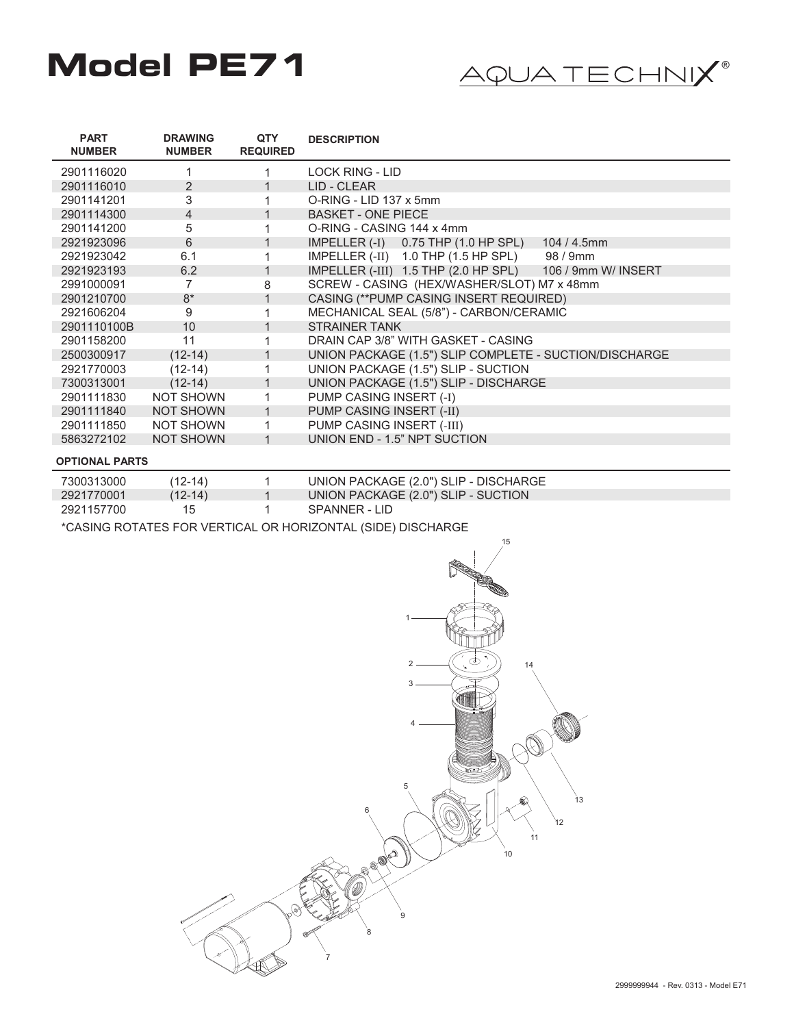# Model PE71

AQUA TECHNIX®

| PART NUMBER | DRAWING NUMBER | QTY REQUIRED | DESCRIPTION |
|---|---|---|---|
| 2901116020 | 1 | 1 | LOCK RING - LID |
| 2901116010 | 2 | 1 | LID - CLEAR |
| 2901141201 | 3 | 1 | O-RING - LID 137 x 5mm |
| 2901114300 | 4 | 1 | BASKET - ONE PIECE |
| 2901141200 | 5 | 1 | O-RING - CASING 144 x 4mm |
| 2921923096 | 6 | 1 | IMPELLER (-I) 0.75 THP (1.0 HP SPL) 104 / 4.5mm |
| 2921923042 | 6.1 | 1 | IMPELLER (-II) 1.0 THP (1.5 HP SPL) 98 / 9mm |
| 2921923193 | 6.2 | 1 | IMPELLER (-III) 1.5 THP (2.0 HP SPL) 106 / 9mm W/ INSERT |
| 2991000091 | 7 | 8 | SCREW - CASING (HEX/WASHER/SLOT) M7 x 48mm |
| 2901210700 | 8* | 1 | CASING (**PUMP CASING INSERT REQUIRED) |
| 2921606204 | 9 | 1 | MECHANICAL SEAL (5/8") - CARBON/CERAMIC |
| 2901110100B | 10 | 1 | STRAINER TANK |
| 2901158200 | 11 | 1 | DRAIN CAP 3/8" WITH GASKET - CASING |
| 2500300917 | (12-14) | 1 | UNION PACKAGE (1.5") SLIP COMPLETE - SUCTION/DISCHARGE |
| 2921770003 | (12-14) | 1 | UNION PACKAGE (1.5") SLIP - SUCTION |
| 7300313001 | (12-14) | 1 | UNION PACKAGE (1.5") SLIP - DISCHARGE |
| 2901111830 | NOT SHOWN | 1 | PUMP CASING INSERT (-I) |
| 2901111840 | NOT SHOWN | 1 | PUMP CASING INSERT (-II) |
| 2901111850 | NOT SHOWN | 1 | PUMP CASING INSERT (-III) |
| 5863272102 | NOT SHOWN | 1 | UNION END - 1.5" NPT SUCTION |

**OPTIONAL PARTS**

| PART NUMBER | DRAWING NUMBER | QTY REQUIRED | DESCRIPTION |
|---|---|---|---|
| 7300313000 | (12-14) | 1 | UNION PACKAGE (2.0") SLIP - DISCHARGE |
| 2921770001 | (12-14) | 1 | UNION PACKAGE (2.0") SLIP - SUCTION |
| 2921157700 | 15 | 1 | SPANNER - LID |

*CASING ROTATES FOR VERTICAL OR HORIZONTAL (SIDE) DISCHARGE

2999999944 - Rev. 0313 - Model E71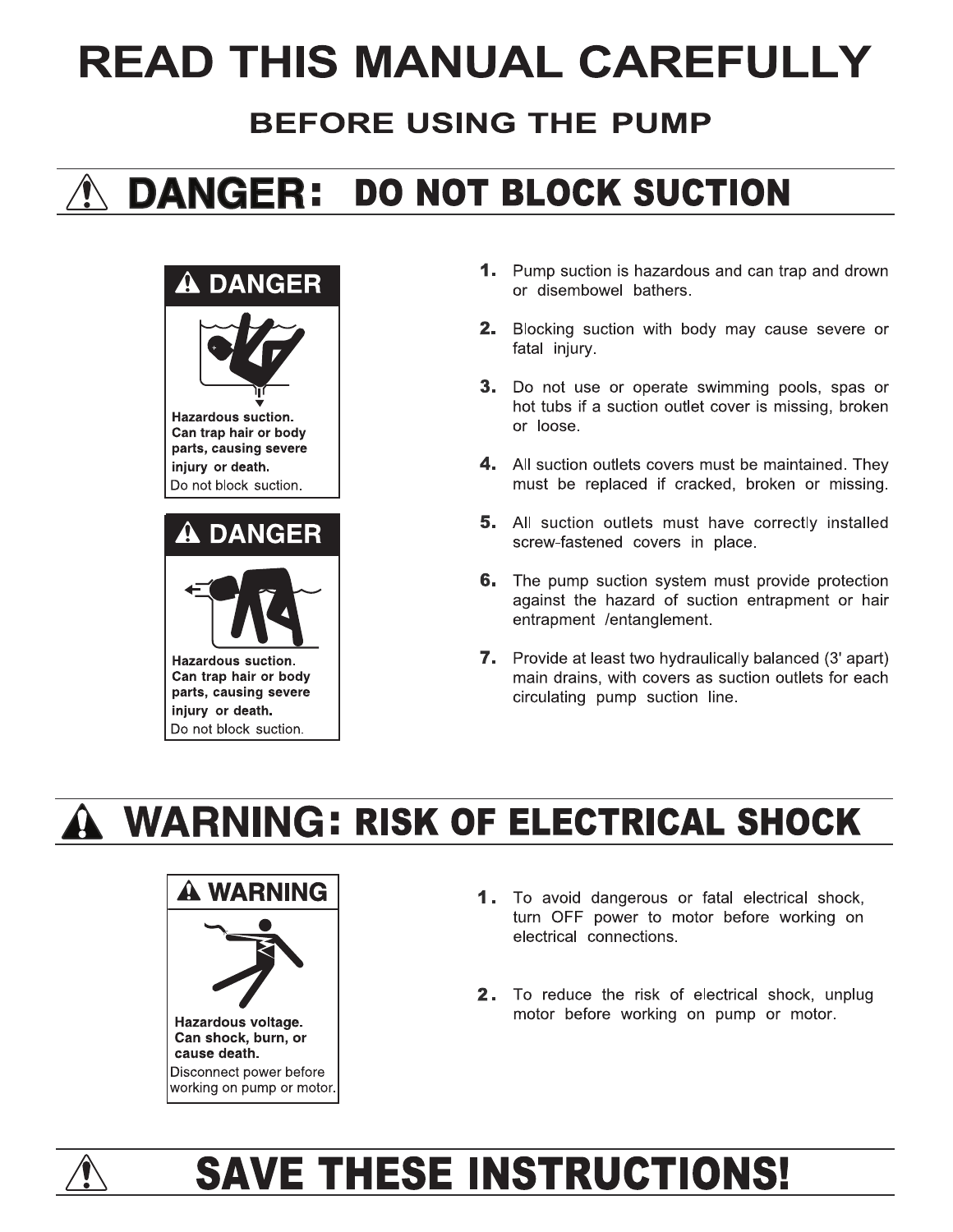# READ THIS MANUAL CAREFULLY

## BEFORE USING THE PUMP

## ⚠ DANGER: DO NOT BLOCK SUCTION

**⚠ DANGER**

**Hazardous suction. Can trap hair or body parts, causing severe injury or death.**
Do not block suction.

**⚠ DANGER**

**Hazardous suction. Can trap hair or body parts, causing severe injury or death.**
Do not block suction.

1. Pump suction is hazardous and can trap and drown or disembowel bathers.
2. Blocking suction with body may cause severe or fatal injury.
3. Do not use or operate swimming pools, spas or hot tubs if a suction outlet cover is missing, broken or loose.
4. All suction outlets covers must be maintained. They must be replaced if cracked, broken or missing.
5. All suction outlets must have correctly installed screw-fastened covers in place.
6. The pump suction system must provide protection against the hazard of suction entrapment or hair entrapment /entanglement.
7. Provide at least two hydraulically balanced (3' apart) main drains, with covers as suction outlets for each circulating pump suction line.

## ⚠ WARNING: RISK OF ELECTRICAL SHOCK

**⚠ WARNING**

**Hazardous voltage. Can shock, burn, or cause death.**
Disconnect power before working on pump or motor.

1. To avoid dangerous or fatal electrical shock, turn OFF power to motor before working on electrical connections.
2. To reduce the risk of electrical shock, unplug motor before working on pump or motor.

## ⚠ SAVE THESE INSTRUCTIONS!